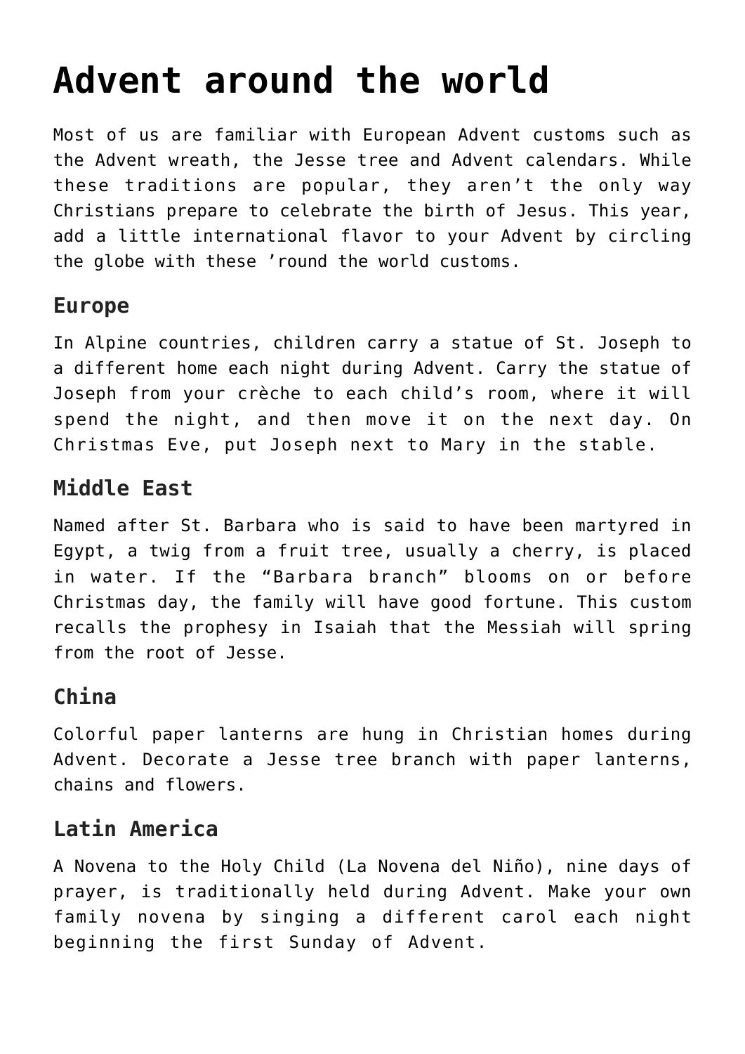# Advent around the world

Most of us are familiar with European Advent customs such as the Advent wreath, the Jesse tree and Advent calendars. While these traditions are popular, they aren't the only way Christians prepare to celebrate the birth of Jesus. This year, add a little international flavor to your Advent by circling the globe with these 'round the world customs.

## Europe

In Alpine countries, children carry a statue of St. Joseph to a different home each night during Advent. Carry the statue of Joseph from your crèche to each child's room, where it will spend the night, and then move it on the next day. On Christmas Eve, put Joseph next to Mary in the stable.

## Middle East

Named after St. Barbara who is said to have been martyred in Egypt, a twig from a fruit tree, usually a cherry, is placed in water. If the "Barbara branch" blooms on or before Christmas day, the family will have good fortune. This custom recalls the prophesy in Isaiah that the Messiah will spring from the root of Jesse.

## China

Colorful paper lanterns are hung in Christian homes during Advent. Decorate a Jesse tree branch with paper lanterns, chains and flowers.

## Latin America

A Novena to the Holy Child (La Novena del Niño), nine days of prayer, is traditionally held during Advent. Make your own family novena by singing a different carol each night beginning the first Sunday of Advent.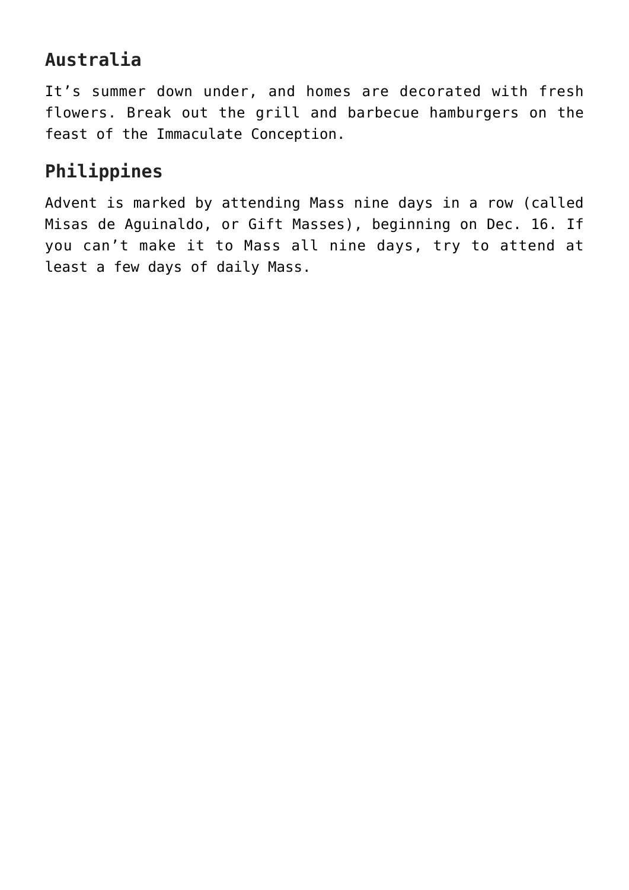## Australia

It's summer down under, and homes are decorated with fresh flowers. Break out the grill and barbecue hamburgers on the feast of the Immaculate Conception.

## Philippines

Advent is marked by attending Mass nine days in a row (called Misas de Aguinaldo, or Gift Masses), beginning on Dec. 16. If you can't make it to Mass all nine days, try to attend at least a few days of daily Mass.